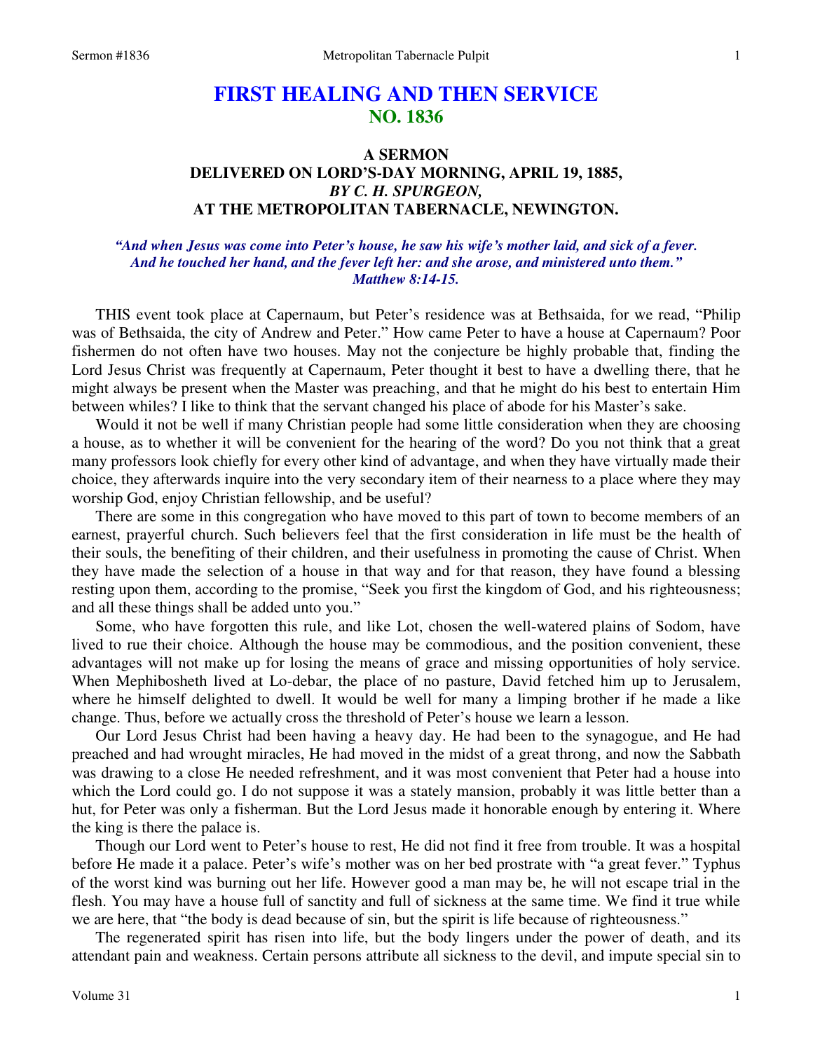# FIRST HEALING AND THEN SERVICE
## NO. 1836

### A SERMON
### DELIVERED ON LORD'S-DAY MORNING, APRIL 19, 1885,
### *BY C. H. SPURGEON,*
### AT THE METROPOLITAN TABERNACLE, NEWINGTON.

***"And when Jesus was come into Peter's house, he saw his wife's mother laid, and sick of a fever. And he touched her hand, and the fever left her: and she arose, and ministered unto them." Matthew 8:14-15.***

THIS event took place at Capernaum, but Peter's residence was at Bethsaida, for we read, "Philip was of Bethsaida, the city of Andrew and Peter." How came Peter to have a house at Capernaum? Poor fishermen do not often have two houses. May not the conjecture be highly probable that, finding the Lord Jesus Christ was frequently at Capernaum, Peter thought it best to have a dwelling there, that he might always be present when the Master was preaching, and that he might do his best to entertain Him between whiles? I like to think that the servant changed his place of abode for his Master's sake.

Would it not be well if many Christian people had some little consideration when they are choosing a house, as to whether it will be convenient for the hearing of the word? Do you not think that a great many professors look chiefly for every other kind of advantage, and when they have virtually made their choice, they afterwards inquire into the very secondary item of their nearness to a place where they may worship God, enjoy Christian fellowship, and be useful?

There are some in this congregation who have moved to this part of town to become members of an earnest, prayerful church. Such believers feel that the first consideration in life must be the health of their souls, the benefiting of their children, and their usefulness in promoting the cause of Christ. When they have made the selection of a house in that way and for that reason, they have found a blessing resting upon them, according to the promise, "Seek you first the kingdom of God, and his righteousness; and all these things shall be added unto you."

Some, who have forgotten this rule, and like Lot, chosen the well-watered plains of Sodom, have lived to rue their choice. Although the house may be commodious, and the position convenient, these advantages will not make up for losing the means of grace and missing opportunities of holy service. When Mephibosheth lived at Lo-debar, the place of no pasture, David fetched him up to Jerusalem, where he himself delighted to dwell. It would be well for many a limping brother if he made a like change. Thus, before we actually cross the threshold of Peter's house we learn a lesson.

Our Lord Jesus Christ had been having a heavy day. He had been to the synagogue, and He had preached and had wrought miracles, He had moved in the midst of a great throng, and now the Sabbath was drawing to a close He needed refreshment, and it was most convenient that Peter had a house into which the Lord could go. I do not suppose it was a stately mansion, probably it was little better than a hut, for Peter was only a fisherman. But the Lord Jesus made it honorable enough by entering it. Where the king is there the palace is.

Though our Lord went to Peter's house to rest, He did not find it free from trouble. It was a hospital before He made it a palace. Peter's wife's mother was on her bed prostrate with "a great fever." Typhus of the worst kind was burning out her life. However good a man may be, he will not escape trial in the flesh. You may have a house full of sanctity and full of sickness at the same time. We find it true while we are here, that "the body is dead because of sin, but the spirit is life because of righteousness."

The regenerated spirit has risen into life, but the body lingers under the power of death, and its attendant pain and weakness. Certain persons attribute all sickness to the devil, and impute special sin to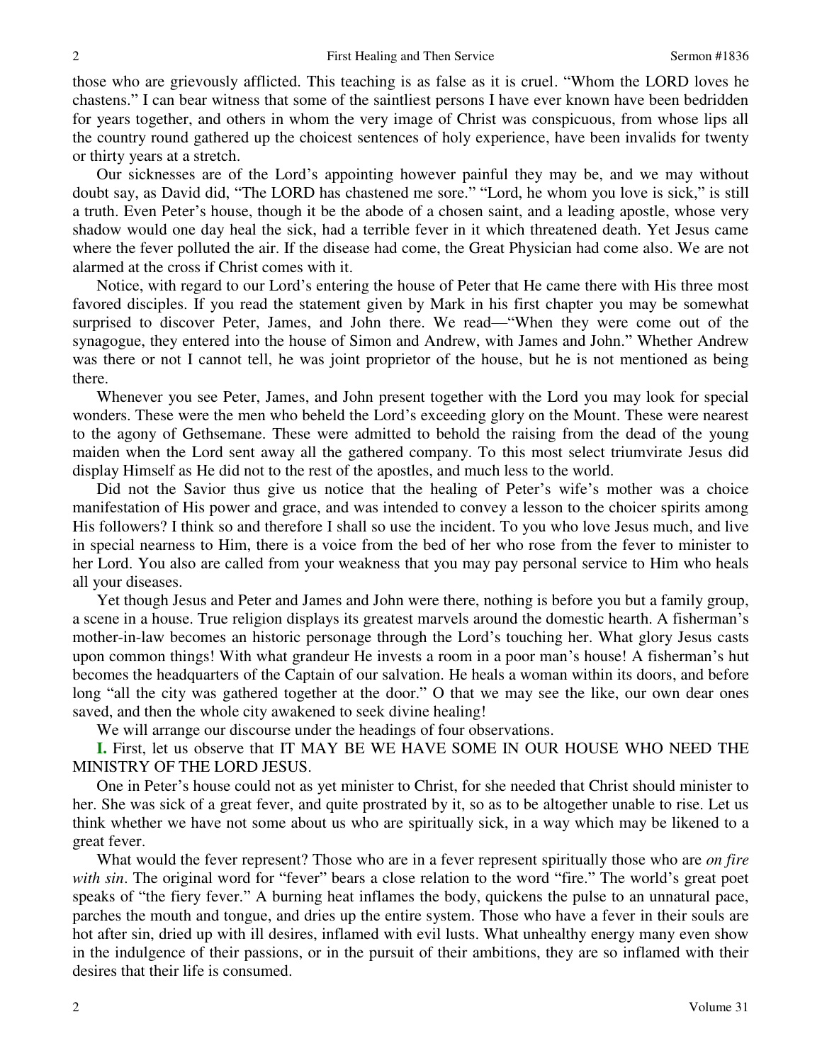those who are grievously afflicted. This teaching is as false as it is cruel. "Whom the LORD loves he chastens." I can bear witness that some of the saintliest persons I have ever known have been bedridden for years together, and others in whom the very image of Christ was conspicuous, from whose lips all the country round gathered up the choicest sentences of holy experience, have been invalids for twenty or thirty years at a stretch.

Our sicknesses are of the Lord's appointing however painful they may be, and we may without doubt say, as David did, "The LORD has chastened me sore." "Lord, he whom you love is sick," is still a truth. Even Peter's house, though it be the abode of a chosen saint, and a leading apostle, whose very shadow would one day heal the sick, had a terrible fever in it which threatened death. Yet Jesus came where the fever polluted the air. If the disease had come, the Great Physician had come also. We are not alarmed at the cross if Christ comes with it.

Notice, with regard to our Lord's entering the house of Peter that He came there with His three most favored disciples. If you read the statement given by Mark in his first chapter you may be somewhat surprised to discover Peter, James, and John there. We read—"When they were come out of the synagogue, they entered into the house of Simon and Andrew, with James and John." Whether Andrew was there or not I cannot tell, he was joint proprietor of the house, but he is not mentioned as being there.

Whenever you see Peter, James, and John present together with the Lord you may look for special wonders. These were the men who beheld the Lord's exceeding glory on the Mount. These were nearest to the agony of Gethsemane. These were admitted to behold the raising from the dead of the young maiden when the Lord sent away all the gathered company. To this most select triumvirate Jesus did display Himself as He did not to the rest of the apostles, and much less to the world.

Did not the Savior thus give us notice that the healing of Peter's wife's mother was a choice manifestation of His power and grace, and was intended to convey a lesson to the choicer spirits among His followers? I think so and therefore I shall so use the incident. To you who love Jesus much, and live in special nearness to Him, there is a voice from the bed of her who rose from the fever to minister to her Lord. You also are called from your weakness that you may pay personal service to Him who heals all your diseases.

Yet though Jesus and Peter and James and John were there, nothing is before you but a family group, a scene in a house. True religion displays its greatest marvels around the domestic hearth. A fisherman's mother-in-law becomes an historic personage through the Lord's touching her. What glory Jesus casts upon common things! With what grandeur He invests a room in a poor man's house! A fisherman's hut becomes the headquarters of the Captain of our salvation. He heals a woman within its doors, and before long "all the city was gathered together at the door." O that we may see the like, our own dear ones saved, and then the whole city awakened to seek divine healing!

We will arrange our discourse under the headings of four observations.

**I.** First, let us observe that IT MAY BE WE HAVE SOME IN OUR HOUSE WHO NEED THE MINISTRY OF THE LORD JESUS.

One in Peter's house could not as yet minister to Christ, for she needed that Christ should minister to her. She was sick of a great fever, and quite prostrated by it, so as to be altogether unable to rise. Let us think whether we have not some about us who are spiritually sick, in a way which may be likened to a great fever.

What would the fever represent? Those who are in a fever represent spiritually those who are *on fire with sin*. The original word for "fever" bears a close relation to the word "fire." The world's great poet speaks of "the fiery fever." A burning heat inflames the body, quickens the pulse to an unnatural pace, parches the mouth and tongue, and dries up the entire system. Those who have a fever in their souls are hot after sin, dried up with ill desires, inflamed with evil lusts. What unhealthy energy many even show in the indulgence of their passions, or in the pursuit of their ambitions, they are so inflamed with their desires that their life is consumed.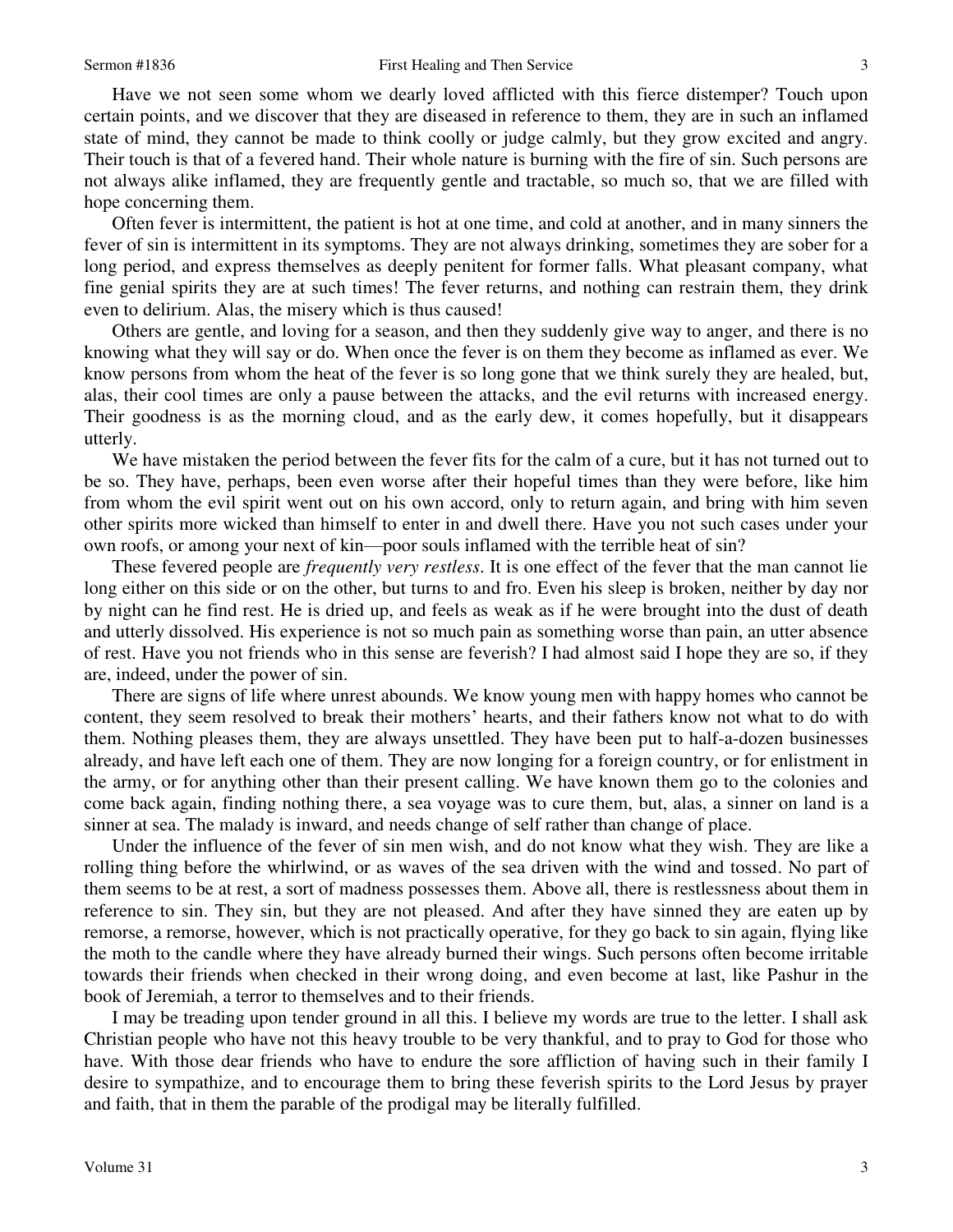Have we not seen some whom we dearly loved afflicted with this fierce distemper? Touch upon certain points, and we discover that they are diseased in reference to them, they are in such an inflamed state of mind, they cannot be made to think coolly or judge calmly, but they grow excited and angry. Their touch is that of a fevered hand. Their whole nature is burning with the fire of sin. Such persons are not always alike inflamed, they are frequently gentle and tractable, so much so, that we are filled with hope concerning them.

Often fever is intermittent, the patient is hot at one time, and cold at another, and in many sinners the fever of sin is intermittent in its symptoms. They are not always drinking, sometimes they are sober for a long period, and express themselves as deeply penitent for former falls. What pleasant company, what fine genial spirits they are at such times! The fever returns, and nothing can restrain them, they drink even to delirium. Alas, the misery which is thus caused!

Others are gentle, and loving for a season, and then they suddenly give way to anger, and there is no knowing what they will say or do. When once the fever is on them they become as inflamed as ever. We know persons from whom the heat of the fever is so long gone that we think surely they are healed, but, alas, their cool times are only a pause between the attacks, and the evil returns with increased energy. Their goodness is as the morning cloud, and as the early dew, it comes hopefully, but it disappears utterly.

We have mistaken the period between the fever fits for the calm of a cure, but it has not turned out to be so. They have, perhaps, been even worse after their hopeful times than they were before, like him from whom the evil spirit went out on his own accord, only to return again, and bring with him seven other spirits more wicked than himself to enter in and dwell there. Have you not such cases under your own roofs, or among your next of kin—poor souls inflamed with the terrible heat of sin?

These fevered people are *frequently very restless*. It is one effect of the fever that the man cannot lie long either on this side or on the other, but turns to and fro. Even his sleep is broken, neither by day nor by night can he find rest. He is dried up, and feels as weak as if he were brought into the dust of death and utterly dissolved. His experience is not so much pain as something worse than pain, an utter absence of rest. Have you not friends who in this sense are feverish? I had almost said I hope they are so, if they are, indeed, under the power of sin.

There are signs of life where unrest abounds. We know young men with happy homes who cannot be content, they seem resolved to break their mothers' hearts, and their fathers know not what to do with them. Nothing pleases them, they are always unsettled. They have been put to half-a-dozen businesses already, and have left each one of them. They are now longing for a foreign country, or for enlistment in the army, or for anything other than their present calling. We have known them go to the colonies and come back again, finding nothing there, a sea voyage was to cure them, but, alas, a sinner on land is a sinner at sea. The malady is inward, and needs change of self rather than change of place.

Under the influence of the fever of sin men wish, and do not know what they wish. They are like a rolling thing before the whirlwind, or as waves of the sea driven with the wind and tossed. No part of them seems to be at rest, a sort of madness possesses them. Above all, there is restlessness about them in reference to sin. They sin, but they are not pleased. And after they have sinned they are eaten up by remorse, a remorse, however, which is not practically operative, for they go back to sin again, flying like the moth to the candle where they have already burned their wings. Such persons often become irritable towards their friends when checked in their wrong doing, and even become at last, like Pashur in the book of Jeremiah, a terror to themselves and to their friends.

I may be treading upon tender ground in all this. I believe my words are true to the letter. I shall ask Christian people who have not this heavy trouble to be very thankful, and to pray to God for those who have. With those dear friends who have to endure the sore affliction of having such in their family I desire to sympathize, and to encourage them to bring these feverish spirits to the Lord Jesus by prayer and faith, that in them the parable of the prodigal may be literally fulfilled.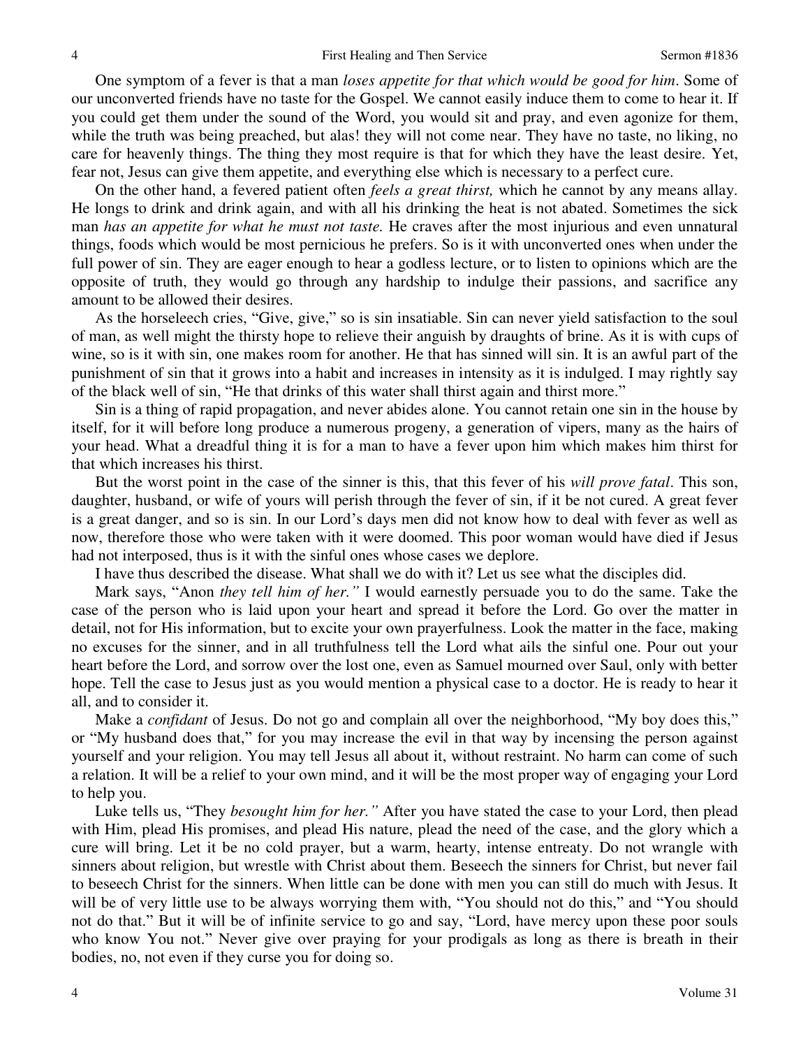One symptom of a fever is that a man *loses appetite for that which would be good for him*. Some of our unconverted friends have no taste for the Gospel. We cannot easily induce them to come to hear it. If you could get them under the sound of the Word, you would sit and pray, and even agonize for them, while the truth was being preached, but alas! they will not come near. They have no taste, no liking, no care for heavenly things. The thing they most require is that for which they have the least desire. Yet, fear not, Jesus can give them appetite, and everything else which is necessary to a perfect cure.

On the other hand, a fevered patient often *feels a great thirst,* which he cannot by any means allay. He longs to drink and drink again, and with all his drinking the heat is not abated. Sometimes the sick man *has an appetite for what he must not taste.* He craves after the most injurious and even unnatural things, foods which would be most pernicious he prefers. So is it with unconverted ones when under the full power of sin. They are eager enough to hear a godless lecture, or to listen to opinions which are the opposite of truth, they would go through any hardship to indulge their passions, and sacrifice any amount to be allowed their desires.

As the horseleech cries, "Give, give," so is sin insatiable. Sin can never yield satisfaction to the soul of man, as well might the thirsty hope to relieve their anguish by draughts of brine. As it is with cups of wine, so is it with sin, one makes room for another. He that has sinned will sin. It is an awful part of the punishment of sin that it grows into a habit and increases in intensity as it is indulged. I may rightly say of the black well of sin, "He that drinks of this water shall thirst again and thirst more."

Sin is a thing of rapid propagation, and never abides alone. You cannot retain one sin in the house by itself, for it will before long produce a numerous progeny, a generation of vipers, many as the hairs of your head. What a dreadful thing it is for a man to have a fever upon him which makes him thirst for that which increases his thirst.

But the worst point in the case of the sinner is this, that this fever of his *will prove fatal*. This son, daughter, husband, or wife of yours will perish through the fever of sin, if it be not cured. A great fever is a great danger, and so is sin. In our Lord's days men did not know how to deal with fever as well as now, therefore those who were taken with it were doomed. This poor woman would have died if Jesus had not interposed, thus is it with the sinful ones whose cases we deplore.

I have thus described the disease. What shall we do with it? Let us see what the disciples did.

Mark says, "Anon *they tell him of her."* I would earnestly persuade you to do the same. Take the case of the person who is laid upon your heart and spread it before the Lord. Go over the matter in detail, not for His information, but to excite your own prayerfulness. Look the matter in the face, making no excuses for the sinner, and in all truthfulness tell the Lord what ails the sinful one. Pour out your heart before the Lord, and sorrow over the lost one, even as Samuel mourned over Saul, only with better hope. Tell the case to Jesus just as you would mention a physical case to a doctor. He is ready to hear it all, and to consider it.

Make a *confidant* of Jesus. Do not go and complain all over the neighborhood, "My boy does this," or "My husband does that," for you may increase the evil in that way by incensing the person against yourself and your religion. You may tell Jesus all about it, without restraint. No harm can come of such a relation. It will be a relief to your own mind, and it will be the most proper way of engaging your Lord to help you.

Luke tells us, "They *besought him for her."* After you have stated the case to your Lord, then plead with Him, plead His promises, and plead His nature, plead the need of the case, and the glory which a cure will bring. Let it be no cold prayer, but a warm, hearty, intense entreaty. Do not wrangle with sinners about religion, but wrestle with Christ about them. Beseech the sinners for Christ, but never fail to beseech Christ for the sinners. When little can be done with men you can still do much with Jesus. It will be of very little use to be always worrying them with, "You should not do this," and "You should not do that." But it will be of infinite service to go and say, "Lord, have mercy upon these poor souls who know You not." Never give over praying for your prodigals as long as there is breath in their bodies, no, not even if they curse you for doing so.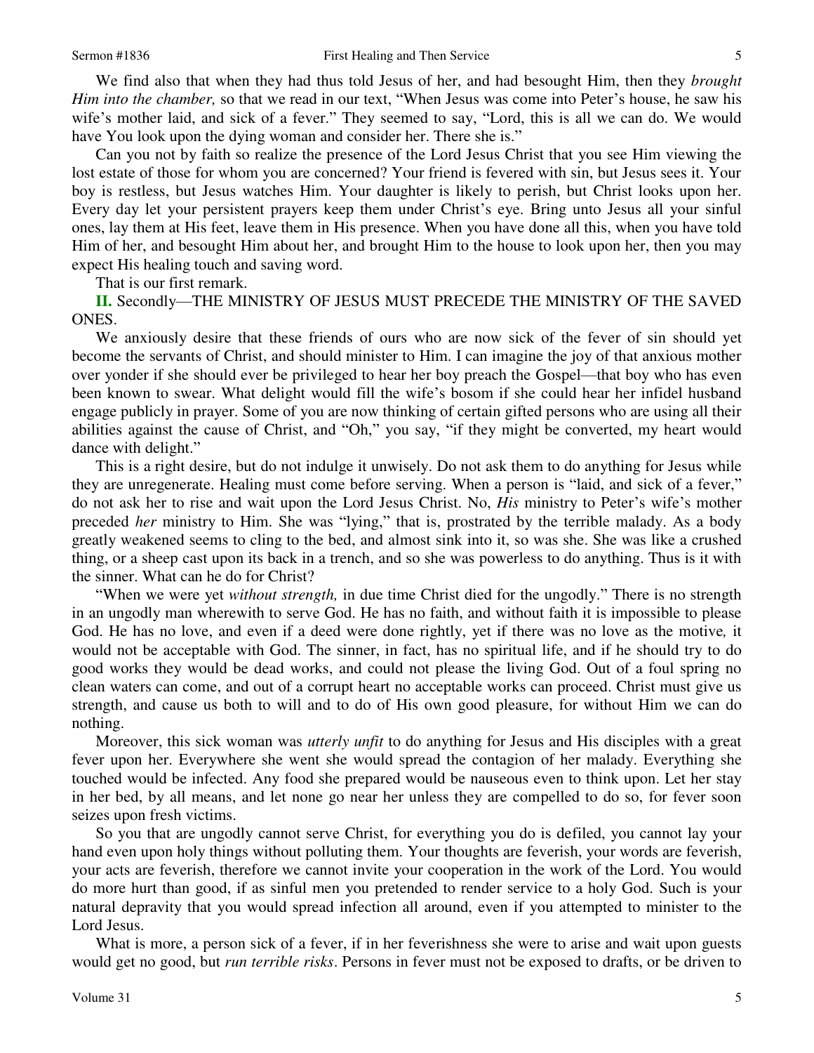We find also that when they had thus told Jesus of her, and had besought Him, then they *brought Him into the chamber,* so that we read in our text, "When Jesus was come into Peter's house, he saw his wife's mother laid, and sick of a fever." They seemed to say, "Lord, this is all we can do. We would have You look upon the dying woman and consider her. There she is."

Can you not by faith so realize the presence of the Lord Jesus Christ that you see Him viewing the lost estate of those for whom you are concerned? Your friend is fevered with sin, but Jesus sees it. Your boy is restless, but Jesus watches Him. Your daughter is likely to perish, but Christ looks upon her. Every day let your persistent prayers keep them under Christ's eye. Bring unto Jesus all your sinful ones, lay them at His feet, leave them in His presence. When you have done all this, when you have told Him of her, and besought Him about her, and brought Him to the house to look upon her, then you may expect His healing touch and saving word.

That is our first remark.

**II.** Secondly—THE MINISTRY OF JESUS MUST PRECEDE THE MINISTRY OF THE SAVED ONES.

We anxiously desire that these friends of ours who are now sick of the fever of sin should yet become the servants of Christ, and should minister to Him. I can imagine the joy of that anxious mother over yonder if she should ever be privileged to hear her boy preach the Gospel—that boy who has even been known to swear. What delight would fill the wife's bosom if she could hear her infidel husband engage publicly in prayer. Some of you are now thinking of certain gifted persons who are using all their abilities against the cause of Christ, and "Oh," you say, "if they might be converted, my heart would dance with delight."

This is a right desire, but do not indulge it unwisely. Do not ask them to do anything for Jesus while they are unregenerate. Healing must come before serving. When a person is "laid, and sick of a fever," do not ask her to rise and wait upon the Lord Jesus Christ. No, *His* ministry to Peter's wife's mother preceded *her* ministry to Him. She was "lying," that is, prostrated by the terrible malady. As a body greatly weakened seems to cling to the bed, and almost sink into it, so was she. She was like a crushed thing, or a sheep cast upon its back in a trench, and so she was powerless to do anything. Thus is it with the sinner. What can he do for Christ?

"When we were yet *without strength,* in due time Christ died for the ungodly." There is no strength in an ungodly man wherewith to serve God. He has no faith, and without faith it is impossible to please God. He has no love, and even if a deed were done rightly, yet if there was no love as the motive*,* it would not be acceptable with God. The sinner, in fact, has no spiritual life, and if he should try to do good works they would be dead works, and could not please the living God. Out of a foul spring no clean waters can come, and out of a corrupt heart no acceptable works can proceed. Christ must give us strength, and cause us both to will and to do of His own good pleasure, for without Him we can do nothing.

Moreover, this sick woman was *utterly unfit* to do anything for Jesus and His disciples with a great fever upon her. Everywhere she went she would spread the contagion of her malady. Everything she touched would be infected. Any food she prepared would be nauseous even to think upon. Let her stay in her bed, by all means, and let none go near her unless they are compelled to do so, for fever soon seizes upon fresh victims.

So you that are ungodly cannot serve Christ, for everything you do is defiled, you cannot lay your hand even upon holy things without polluting them. Your thoughts are feverish, your words are feverish, your acts are feverish, therefore we cannot invite your cooperation in the work of the Lord. You would do more hurt than good, if as sinful men you pretended to render service to a holy God. Such is your natural depravity that you would spread infection all around, even if you attempted to minister to the Lord Jesus.

What is more, a person sick of a fever, if in her feverishness she were to arise and wait upon guests would get no good, but *run terrible risks*. Persons in fever must not be exposed to drafts, or be driven to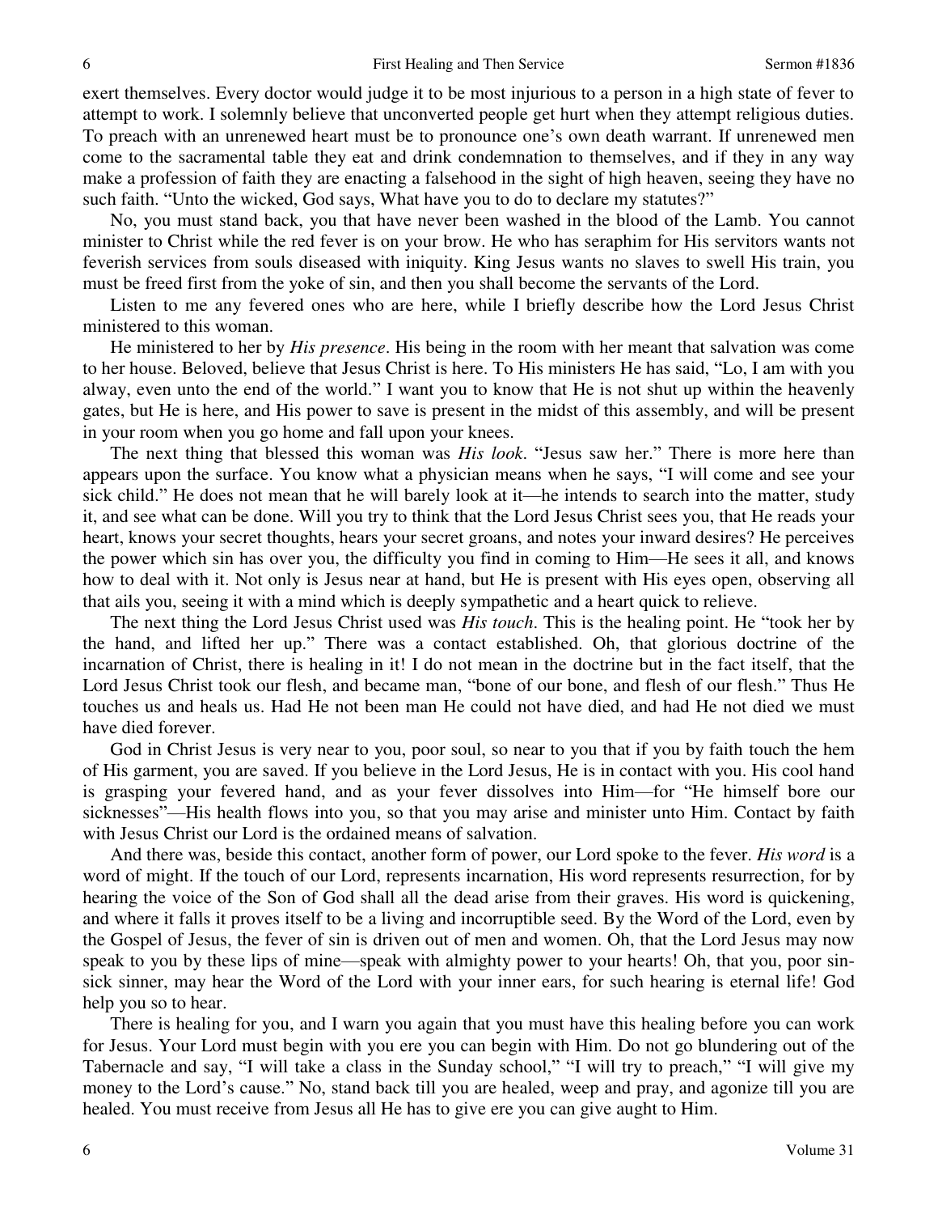exert themselves. Every doctor would judge it to be most injurious to a person in a high state of fever to attempt to work. I solemnly believe that unconverted people get hurt when they attempt religious duties. To preach with an unrenewed heart must be to pronounce one's own death warrant. If unrenewed men come to the sacramental table they eat and drink condemnation to themselves, and if they in any way make a profession of faith they are enacting a falsehood in the sight of high heaven, seeing they have no such faith. "Unto the wicked, God says, What have you to do to declare my statutes?"

No, you must stand back, you that have never been washed in the blood of the Lamb. You cannot minister to Christ while the red fever is on your brow. He who has seraphim for His servitors wants not feverish services from souls diseased with iniquity. King Jesus wants no slaves to swell His train, you must be freed first from the yoke of sin, and then you shall become the servants of the Lord.

Listen to me any fevered ones who are here, while I briefly describe how the Lord Jesus Christ ministered to this woman.

He ministered to her by *His presence*. His being in the room with her meant that salvation was come to her house. Beloved, believe that Jesus Christ is here. To His ministers He has said, "Lo, I am with you alway, even unto the end of the world." I want you to know that He is not shut up within the heavenly gates, but He is here, and His power to save is present in the midst of this assembly, and will be present in your room when you go home and fall upon your knees.

The next thing that blessed this woman was *His look*. "Jesus saw her." There is more here than appears upon the surface. You know what a physician means when he says, "I will come and see your sick child." He does not mean that he will barely look at it—he intends to search into the matter, study it, and see what can be done. Will you try to think that the Lord Jesus Christ sees you, that He reads your heart, knows your secret thoughts, hears your secret groans, and notes your inward desires? He perceives the power which sin has over you, the difficulty you find in coming to Him—He sees it all, and knows how to deal with it. Not only is Jesus near at hand, but He is present with His eyes open, observing all that ails you, seeing it with a mind which is deeply sympathetic and a heart quick to relieve.

The next thing the Lord Jesus Christ used was *His touch*. This is the healing point. He "took her by the hand, and lifted her up." There was a contact established. Oh, that glorious doctrine of the incarnation of Christ, there is healing in it! I do not mean in the doctrine but in the fact itself, that the Lord Jesus Christ took our flesh, and became man, "bone of our bone, and flesh of our flesh." Thus He touches us and heals us. Had He not been man He could not have died, and had He not died we must have died forever.

God in Christ Jesus is very near to you, poor soul, so near to you that if you by faith touch the hem of His garment, you are saved. If you believe in the Lord Jesus, He is in contact with you. His cool hand is grasping your fevered hand, and as your fever dissolves into Him—for "He himself bore our sicknesses"—His health flows into you, so that you may arise and minister unto Him. Contact by faith with Jesus Christ our Lord is the ordained means of salvation.

And there was, beside this contact, another form of power, our Lord spoke to the fever. *His word* is a word of might. If the touch of our Lord, represents incarnation, His word represents resurrection, for by hearing the voice of the Son of God shall all the dead arise from their graves. His word is quickening, and where it falls it proves itself to be a living and incorruptible seed. By the Word of the Lord, even by the Gospel of Jesus, the fever of sin is driven out of men and women. Oh, that the Lord Jesus may now speak to you by these lips of mine—speak with almighty power to your hearts! Oh, that you, poor sin-sick sinner, may hear the Word of the Lord with your inner ears, for such hearing is eternal life! God help you so to hear.

There is healing for you, and I warn you again that you must have this healing before you can work for Jesus. Your Lord must begin with you ere you can begin with Him. Do not go blundering out of the Tabernacle and say, "I will take a class in the Sunday school," "I will try to preach," "I will give my money to the Lord's cause." No, stand back till you are healed, weep and pray, and agonize till you are healed. You must receive from Jesus all He has to give ere you can give aught to Him.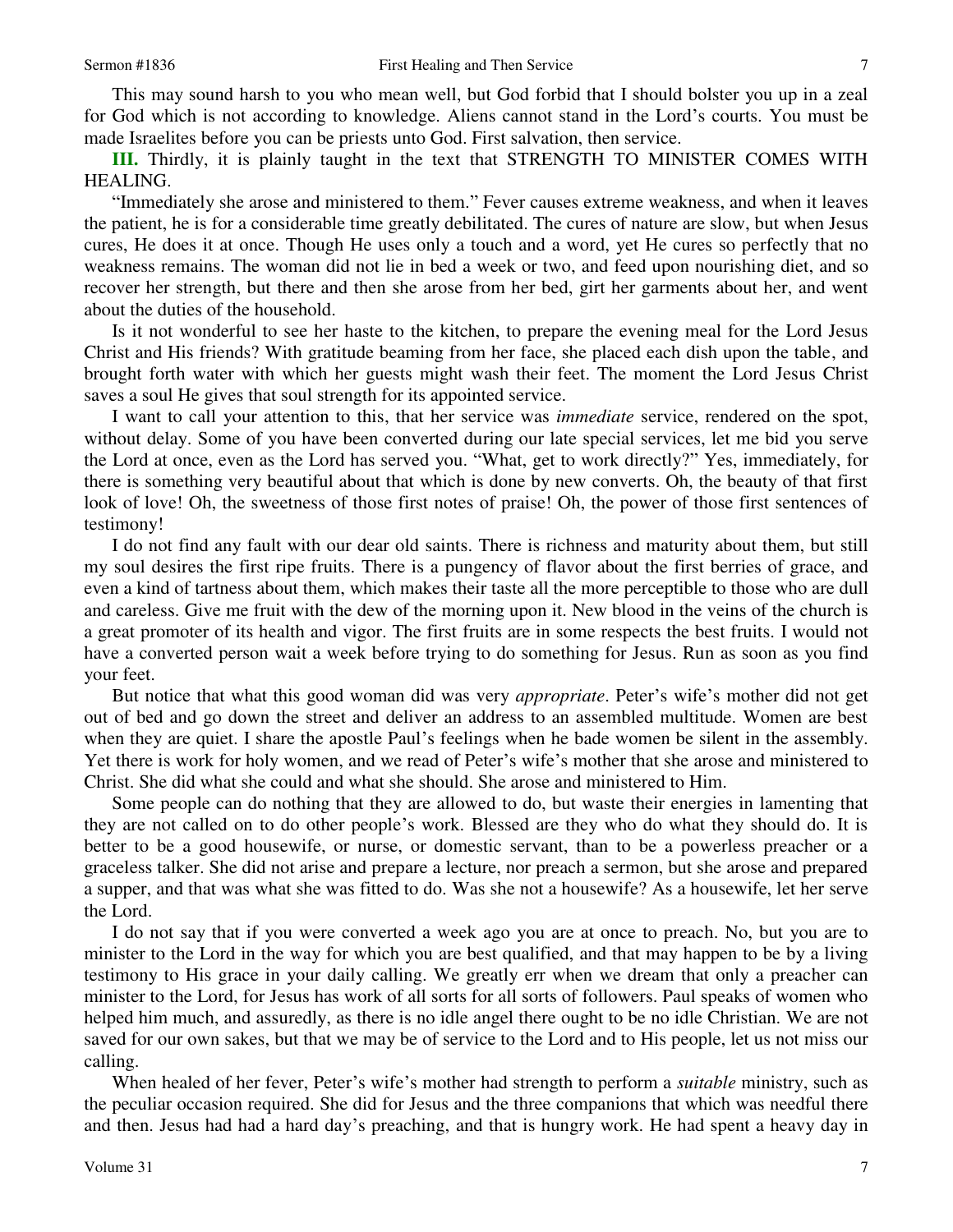This may sound harsh to you who mean well, but God forbid that I should bolster you up in a zeal for God which is not according to knowledge. Aliens cannot stand in the Lord's courts. You must be made Israelites before you can be priests unto God. First salvation, then service.

**III.** Thirdly, it is plainly taught in the text that STRENGTH TO MINISTER COMES WITH HEALING.

"Immediately she arose and ministered to them." Fever causes extreme weakness, and when it leaves the patient, he is for a considerable time greatly debilitated. The cures of nature are slow, but when Jesus cures, He does it at once. Though He uses only a touch and a word, yet He cures so perfectly that no weakness remains. The woman did not lie in bed a week or two, and feed upon nourishing diet, and so recover her strength, but there and then she arose from her bed, girt her garments about her, and went about the duties of the household.

Is it not wonderful to see her haste to the kitchen, to prepare the evening meal for the Lord Jesus Christ and His friends? With gratitude beaming from her face, she placed each dish upon the table, and brought forth water with which her guests might wash their feet. The moment the Lord Jesus Christ saves a soul He gives that soul strength for its appointed service.

I want to call your attention to this, that her service was *immediate* service, rendered on the spot, without delay. Some of you have been converted during our late special services, let me bid you serve the Lord at once, even as the Lord has served you. "What, get to work directly?" Yes, immediately, for there is something very beautiful about that which is done by new converts. Oh, the beauty of that first look of love! Oh, the sweetness of those first notes of praise! Oh, the power of those first sentences of testimony!

I do not find any fault with our dear old saints. There is richness and maturity about them, but still my soul desires the first ripe fruits. There is a pungency of flavor about the first berries of grace, and even a kind of tartness about them, which makes their taste all the more perceptible to those who are dull and careless. Give me fruit with the dew of the morning upon it. New blood in the veins of the church is a great promoter of its health and vigor. The first fruits are in some respects the best fruits. I would not have a converted person wait a week before trying to do something for Jesus. Run as soon as you find your feet.

But notice that what this good woman did was very *appropriate*. Peter's wife's mother did not get out of bed and go down the street and deliver an address to an assembled multitude. Women are best when they are quiet. I share the apostle Paul's feelings when he bade women be silent in the assembly. Yet there is work for holy women, and we read of Peter's wife's mother that she arose and ministered to Christ. She did what she could and what she should. She arose and ministered to Him.

Some people can do nothing that they are allowed to do, but waste their energies in lamenting that they are not called on to do other people's work. Blessed are they who do what they should do. It is better to be a good housewife, or nurse, or domestic servant, than to be a powerless preacher or a graceless talker. She did not arise and prepare a lecture, nor preach a sermon, but she arose and prepared a supper, and that was what she was fitted to do. Was she not a housewife? As a housewife, let her serve the Lord.

I do not say that if you were converted a week ago you are at once to preach. No, but you are to minister to the Lord in the way for which you are best qualified, and that may happen to be by a living testimony to His grace in your daily calling. We greatly err when we dream that only a preacher can minister to the Lord, for Jesus has work of all sorts for all sorts of followers. Paul speaks of women who helped him much, and assuredly, as there is no idle angel there ought to be no idle Christian. We are not saved for our own sakes, but that we may be of service to the Lord and to His people, let us not miss our calling.

When healed of her fever, Peter's wife's mother had strength to perform a *suitable* ministry, such as the peculiar occasion required. She did for Jesus and the three companions that which was needful there and then. Jesus had had a hard day's preaching, and that is hungry work. He had spent a heavy day in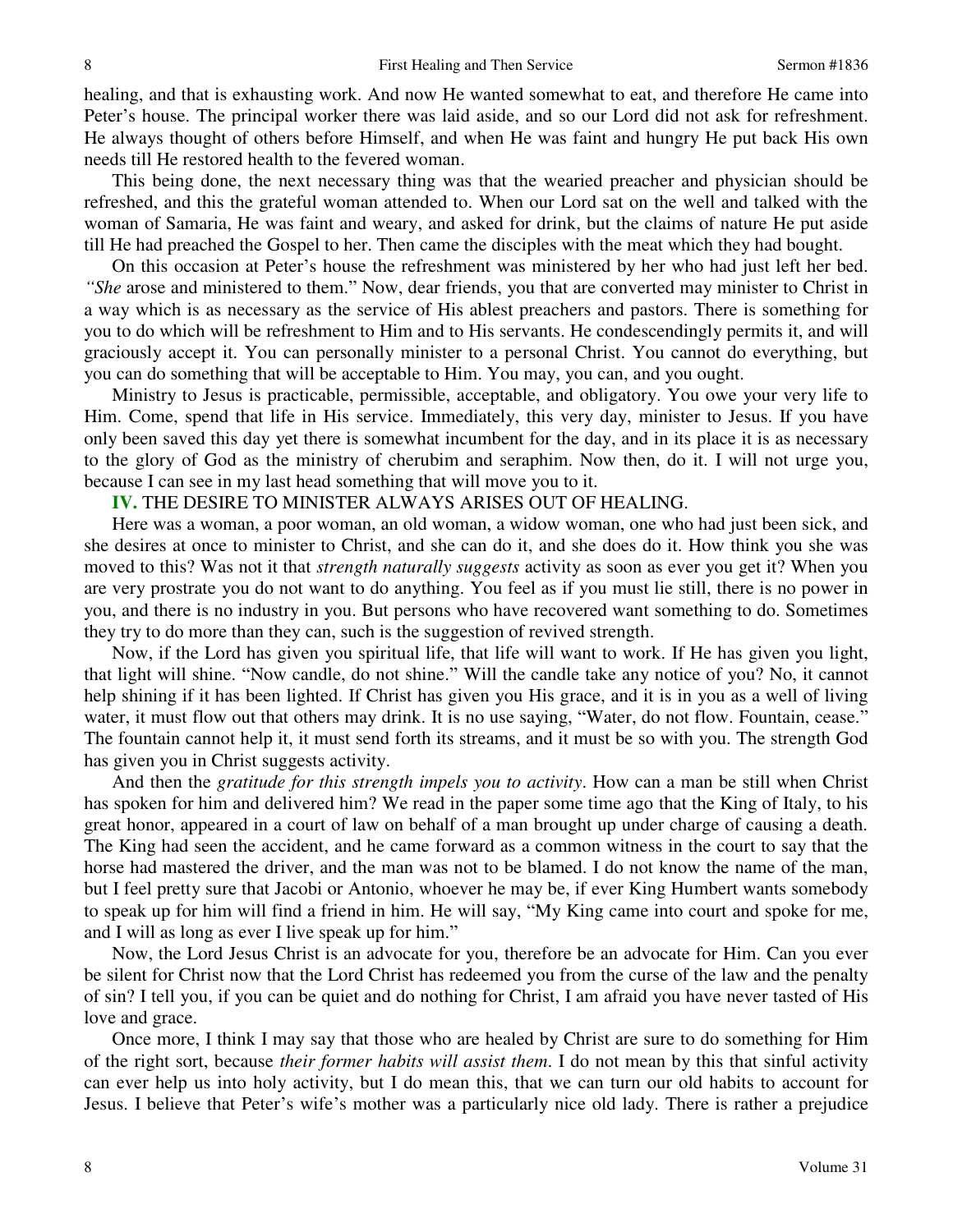healing, and that is exhausting work. And now He wanted somewhat to eat, and therefore He came into Peter's house. The principal worker there was laid aside, and so our Lord did not ask for refreshment. He always thought of others before Himself, and when He was faint and hungry He put back His own needs till He restored health to the fevered woman.

This being done, the next necessary thing was that the wearied preacher and physician should be refreshed, and this the grateful woman attended to. When our Lord sat on the well and talked with the woman of Samaria, He was faint and weary, and asked for drink, but the claims of nature He put aside till He had preached the Gospel to her. Then came the disciples with the meat which they had bought.

On this occasion at Peter's house the refreshment was ministered by her who had just left her bed. *"She* arose and ministered to them." Now, dear friends, you that are converted may minister to Christ in a way which is as necessary as the service of His ablest preachers and pastors. There is something for you to do which will be refreshment to Him and to His servants. He condescendingly permits it, and will graciously accept it. You can personally minister to a personal Christ. You cannot do everything, but you can do something that will be acceptable to Him. You may, you can, and you ought.

Ministry to Jesus is practicable, permissible, acceptable, and obligatory. You owe your very life to Him. Come, spend that life in His service. Immediately, this very day, minister to Jesus. If you have only been saved this day yet there is somewhat incumbent for the day, and in its place it is as necessary to the glory of God as the ministry of cherubim and seraphim. Now then, do it. I will not urge you, because I can see in my last head something that will move you to it.

**IV.** THE DESIRE TO MINISTER ALWAYS ARISES OUT OF HEALING.

Here was a woman, a poor woman, an old woman, a widow woman, one who had just been sick, and she desires at once to minister to Christ, and she can do it, and she does do it. How think you she was moved to this? Was not it that *strength naturally suggests* activity as soon as ever you get it? When you are very prostrate you do not want to do anything. You feel as if you must lie still, there is no power in you, and there is no industry in you. But persons who have recovered want something to do. Sometimes they try to do more than they can, such is the suggestion of revived strength.

Now, if the Lord has given you spiritual life, that life will want to work. If He has given you light, that light will shine. "Now candle, do not shine." Will the candle take any notice of you? No, it cannot help shining if it has been lighted. If Christ has given you His grace, and it is in you as a well of living water, it must flow out that others may drink. It is no use saying, "Water, do not flow. Fountain, cease." The fountain cannot help it, it must send forth its streams, and it must be so with you. The strength God has given you in Christ suggests activity.

And then the *gratitude for this strength impels you to activity*. How can a man be still when Christ has spoken for him and delivered him? We read in the paper some time ago that the King of Italy, to his great honor, appeared in a court of law on behalf of a man brought up under charge of causing a death. The King had seen the accident, and he came forward as a common witness in the court to say that the horse had mastered the driver, and the man was not to be blamed. I do not know the name of the man, but I feel pretty sure that Jacobi or Antonio, whoever he may be, if ever King Humbert wants somebody to speak up for him will find a friend in him. He will say, "My King came into court and spoke for me, and I will as long as ever I live speak up for him."

Now, the Lord Jesus Christ is an advocate for you, therefore be an advocate for Him. Can you ever be silent for Christ now that the Lord Christ has redeemed you from the curse of the law and the penalty of sin? I tell you, if you can be quiet and do nothing for Christ, I am afraid you have never tasted of His love and grace.

Once more, I think I may say that those who are healed by Christ are sure to do something for Him of the right sort, because *their former habits will assist them*. I do not mean by this that sinful activity can ever help us into holy activity, but I do mean this, that we can turn our old habits to account for Jesus. I believe that Peter's wife's mother was a particularly nice old lady. There is rather a prejudice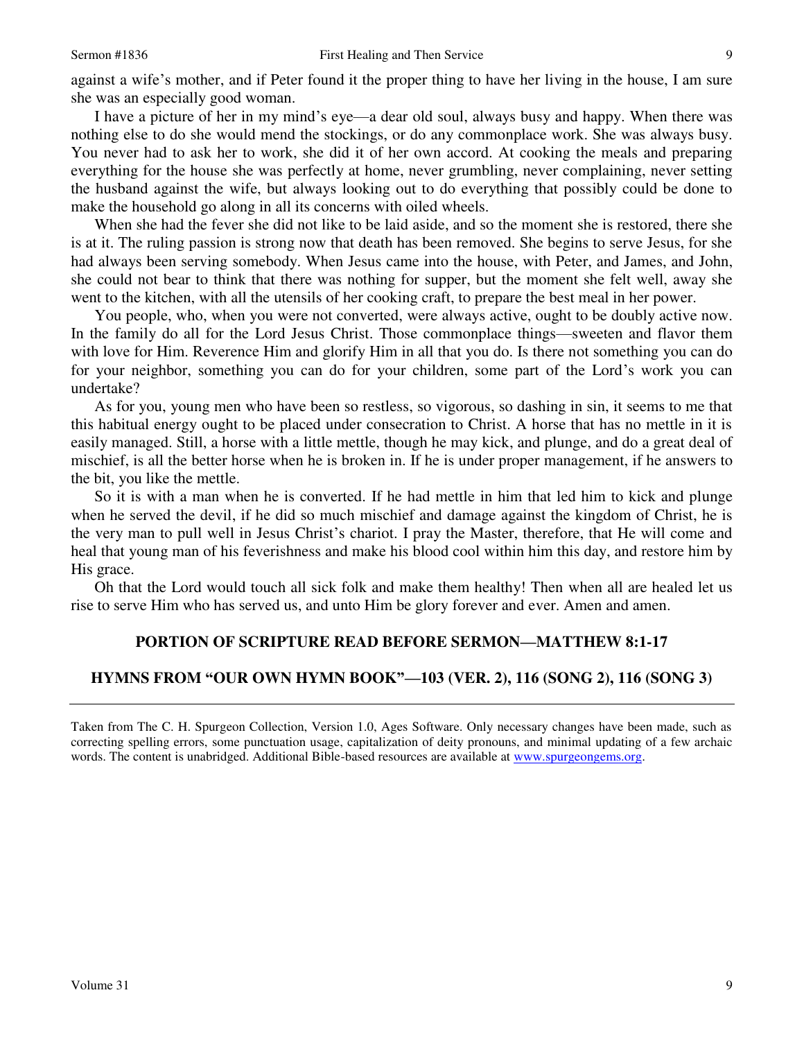against a wife's mother, and if Peter found it the proper thing to have her living in the house, I am sure she was an especially good woman.

I have a picture of her in my mind's eye—a dear old soul, always busy and happy. When there was nothing else to do she would mend the stockings, or do any commonplace work. She was always busy. You never had to ask her to work, she did it of her own accord. At cooking the meals and preparing everything for the house she was perfectly at home, never grumbling, never complaining, never setting the husband against the wife, but always looking out to do everything that possibly could be done to make the household go along in all its concerns with oiled wheels.

When she had the fever she did not like to be laid aside, and so the moment she is restored, there she is at it. The ruling passion is strong now that death has been removed. She begins to serve Jesus, for she had always been serving somebody. When Jesus came into the house, with Peter, and James, and John, she could not bear to think that there was nothing for supper, but the moment she felt well, away she went to the kitchen, with all the utensils of her cooking craft, to prepare the best meal in her power.

You people, who, when you were not converted, were always active, ought to be doubly active now. In the family do all for the Lord Jesus Christ. Those commonplace things—sweeten and flavor them with love for Him. Reverence Him and glorify Him in all that you do. Is there not something you can do for your neighbor, something you can do for your children, some part of the Lord's work you can undertake?

As for you, young men who have been so restless, so vigorous, so dashing in sin, it seems to me that this habitual energy ought to be placed under consecration to Christ. A horse that has no mettle in it is easily managed. Still, a horse with a little mettle, though he may kick, and plunge, and do a great deal of mischief, is all the better horse when he is broken in. If he is under proper management, if he answers to the bit, you like the mettle.

So it is with a man when he is converted. If he had mettle in him that led him to kick and plunge when he served the devil, if he did so much mischief and damage against the kingdom of Christ, he is the very man to pull well in Jesus Christ's chariot. I pray the Master, therefore, that He will come and heal that young man of his feverishness and make his blood cool within him this day, and restore him by His grace.

Oh that the Lord would touch all sick folk and make them healthy! Then when all are healed let us rise to serve Him who has served us, and unto Him be glory forever and ever. Amen and amen.

**PORTION OF SCRIPTURE READ BEFORE SERMON—MATTHEW 8:1-17**

**HYMNS FROM "OUR OWN HYMN BOOK"—103 (VER. 2), 116 (SONG 2), 116 (SONG 3)**

---

Taken from The C. H. Spurgeon Collection, Version 1.0, Ages Software. Only necessary changes have been made, such as correcting spelling errors, some punctuation usage, capitalization of deity pronouns, and minimal updating of a few archaic words. The content is unabridged. Additional Bible-based resources are available at www.spurgeongems.org.